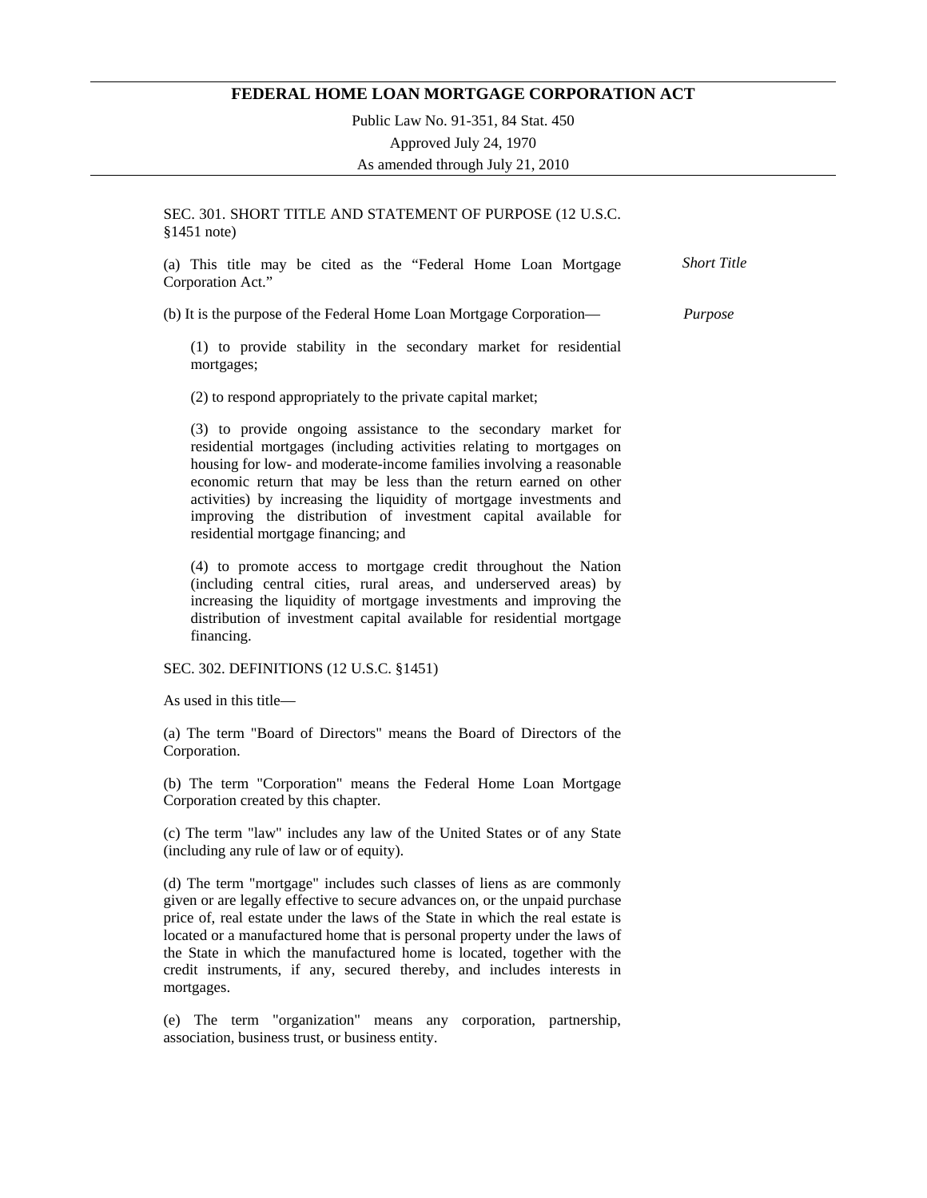# FEDERAL HOME LOAN MORTGAGE CORPORATION ACT

Public Law No. 91-351, 84 Stat. 450

Approved July 24, 1970

As amended through July 21, 2010

SEC. 301. SHORT TITLE AND STATEMENT OF PURPOSE (12 U.S.C. §1451 note)

*Short Title*

(a) This title may be cited as the "Federal Home Loan Mortgage Corporation Act."

*Purpose*

(b) It is the purpose of the Federal Home Loan Mortgage Corporation—

(1) to provide stability in the secondary market for residential mortgages;

(2) to respond appropriately to the private capital market;

(3) to provide ongoing assistance to the secondary market for residential mortgages (including activities relating to mortgages on housing for low- and moderate-income families involving a reasonable economic return that may be less than the return earned on other activities) by increasing the liquidity of mortgage investments and improving the distribution of investment capital available for residential mortgage financing; and

(4) to promote access to mortgage credit throughout the Nation (including central cities, rural areas, and underserved areas) by increasing the liquidity of mortgage investments and improving the distribution of investment capital available for residential mortgage financing.

SEC. 302. DEFINITIONS (12 U.S.C. §1451)

As used in this title—

(a) The term "Board of Directors" means the Board of Directors of the Corporation.

(b) The term "Corporation" means the Federal Home Loan Mortgage Corporation created by this chapter.

(c) The term "law" includes any law of the United States or of any State (including any rule of law or of equity).

(d) The term "mortgage" includes such classes of liens as are commonly given or are legally effective to secure advances on, or the unpaid purchase price of, real estate under the laws of the State in which the real estate is located or a manufactured home that is personal property under the laws of the State in which the manufactured home is located, together with the credit instruments, if any, secured thereby, and includes interests in mortgages.

(e) The term "organization" means any corporation, partnership, association, business trust, or business entity.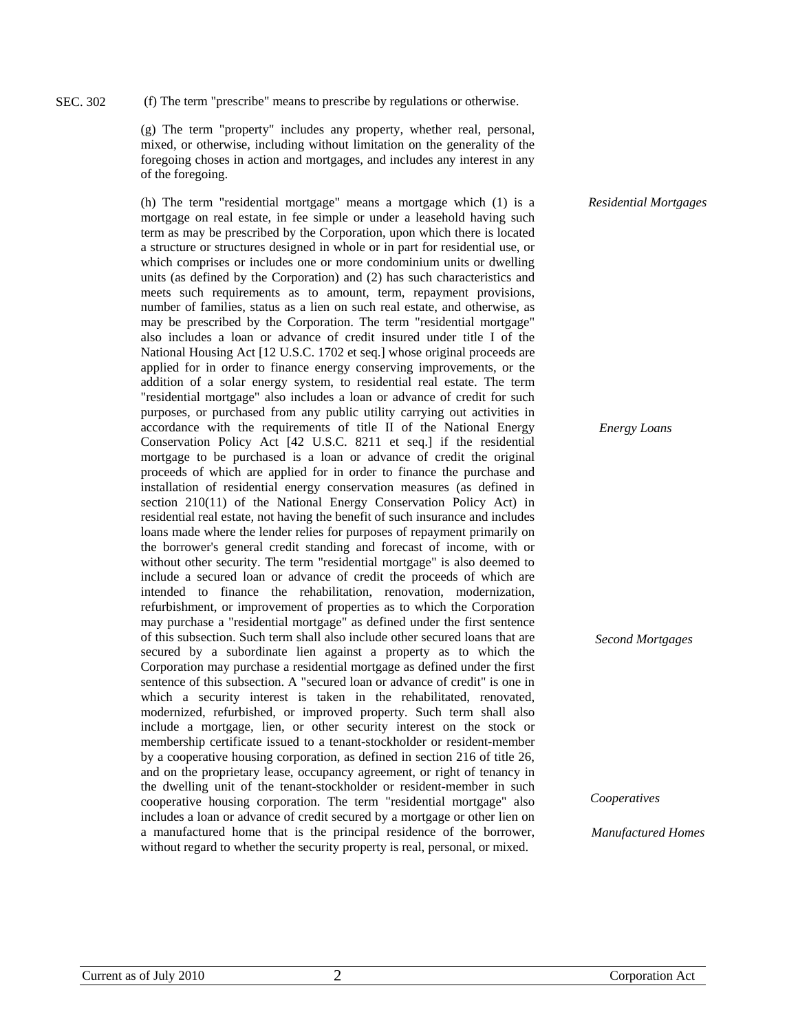SEC. 302 (f) The term "prescribe" means to prescribe by regulations or otherwise.

(g) The term "property" includes any property, whether real, personal, mixed, or otherwise, including without limitation on the generality of the foregoing choses in action and mortgages, and includes any interest in any of the foregoing.

*Residential Mortgages*

(h) The term "residential mortgage" means a mortgage which (1) is a mortgage on real estate, in fee simple or under a leasehold having such term as may be prescribed by the Corporation, upon which there is located a structure or structures designed in whole or in part for residential use, or which comprises or includes one or more condominium units or dwelling units (as defined by the Corporation) and (2) has such characteristics and meets such requirements as to amount, term, repayment provisions, number of families, status as a lien on such real estate, and otherwise, as may be prescribed by the Corporation. The term "residential mortgage" also includes a loan or advance of credit insured under title I of the National Housing Act [12 U.S.C. 1702 et seq.] whose original proceeds are applied for in order to finance energy conserving improvements, or the addition of a solar energy system, to residential real estate. The term "residential mortgage" also includes a loan or advance of credit for such purposes, or purchased from any public utility carrying out activities in accordance with the requirements of title II of the National Energy Conservation Policy Act [42 U.S.C. 8211 et seq.] if the residential mortgage to be purchased is a loan or advance of credit the original proceeds of which are applied for in order to finance the purchase and installation of residential energy conservation measures (as defined in section 210(11) of the National Energy Conservation Policy Act) in residential real estate, not having the benefit of such insurance and includes loans made where the lender relies for purposes of repayment primarily on the borrower's general credit standing and forecast of income, with or without other security. The term "residential mortgage" is also deemed to include a secured loan or advance of credit the proceeds of which are intended to finance the rehabilitation, renovation, modernization, refurbishment, or improvement of properties as to which the Corporation may purchase a "residential mortgage" as defined under the first sentence of this subsection. Such term shall also include other secured loans that are secured by a subordinate lien against a property as to which the Corporation may purchase a residential mortgage as defined under the first sentence of this subsection. A "secured loan or advance of credit" is one in which a security interest is taken in the rehabilitated, renovated, modernized, refurbished, or improved property. Such term shall also include a mortgage, lien, or other security interest on the stock or membership certificate issued to a tenant-stockholder or resident-member by a cooperative housing corporation, as defined in section 216 of title 26, and on the proprietary lease, occupancy agreement, or right of tenancy in the dwelling unit of the tenant-stockholder or resident-member in such cooperative housing corporation. The term "residential mortgage" also includes a loan or advance of credit secured by a mortgage or other lien on a manufactured home that is the principal residence of the borrower, without regard to whether the security property is real, personal, or mixed.

*Energy Loans*

*Second Mortgages*

*Cooperatives*

*Manufactured Homes*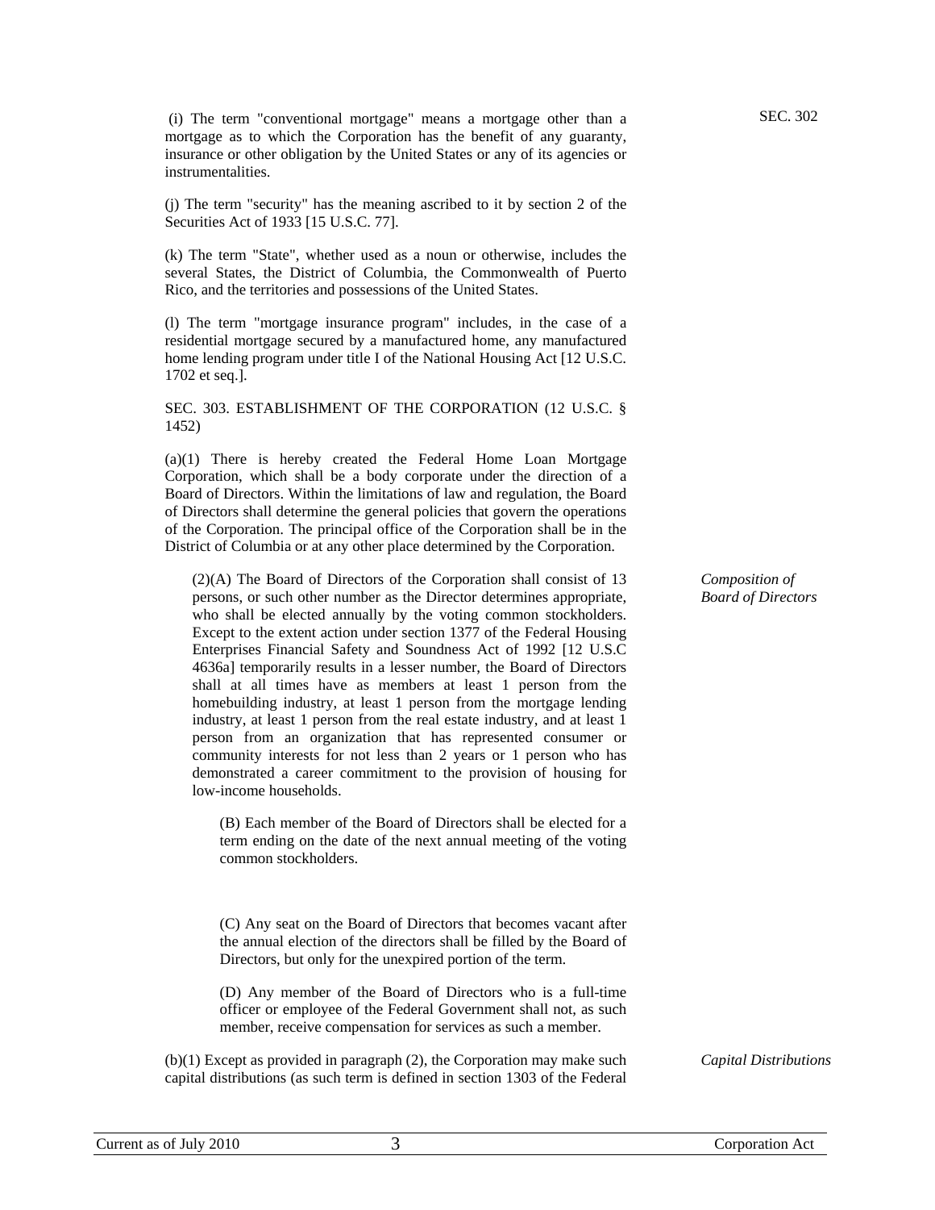(i) The term "conventional mortgage" means a mortgage other than a mortgage as to which the Corporation has the benefit of any guaranty, insurance or other obligation by the United States or any of its agencies or instrumentalities.

(j) The term "security" has the meaning ascribed to it by section 2 of the Securities Act of 1933 [15 U.S.C. 77].

(k) The term "State", whether used as a noun or otherwise, includes the several States, the District of Columbia, the Commonwealth of Puerto Rico, and the territories and possessions of the United States.

(l) The term "mortgage insurance program" includes, in the case of a residential mortgage secured by a manufactured home, any manufactured home lending program under title I of the National Housing Act [12 U.S.C. 1702 et seq.].

SEC. 303. ESTABLISHMENT OF THE CORPORATION (12 U.S.C. § 1452)

(a)(1) There is hereby created the Federal Home Loan Mortgage Corporation, which shall be a body corporate under the direction of a Board of Directors. Within the limitations of law and regulation, the Board of Directors shall determine the general policies that govern the operations of the Corporation. The principal office of the Corporation shall be in the District of Columbia or at any other place determined by the Corporation.

*Composition of Board of Directors*

(2)(A) The Board of Directors of the Corporation shall consist of 13 persons, or such other number as the Director determines appropriate, who shall be elected annually by the voting common stockholders. Except to the extent action under section 1377 of the Federal Housing Enterprises Financial Safety and Soundness Act of 1992 [12 U.S.C 4636a] temporarily results in a lesser number, the Board of Directors shall at all times have as members at least 1 person from the homebuilding industry, at least 1 person from the mortgage lending industry, at least 1 person from the real estate industry, and at least 1 person from an organization that has represented consumer or community interests for not less than 2 years or 1 person who has demonstrated a career commitment to the provision of housing for low-income households.

(B) Each member of the Board of Directors shall be elected for a term ending on the date of the next annual meeting of the voting common stockholders.

(C) Any seat on the Board of Directors that becomes vacant after the annual election of the directors shall be filled by the Board of Directors, but only for the unexpired portion of the term.

(D) Any member of the Board of Directors who is a full-time officer or employee of the Federal Government shall not, as such member, receive compensation for services as such a member.

*Capital Distributions*

(b)(1) Except as provided in paragraph (2), the Corporation may make such capital distributions (as such term is defined in section 1303 of the Federal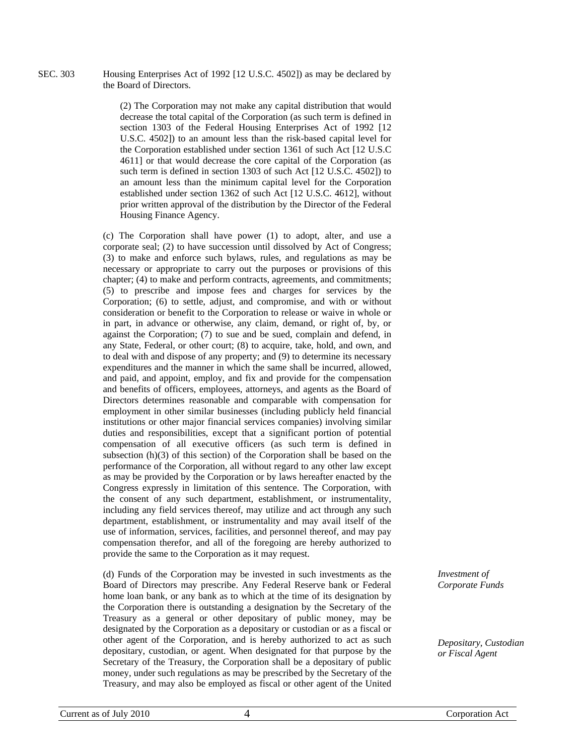SEC. 303 Housing Enterprises Act of 1992 [12 U.S.C. 4502]) as may be declared by the Board of Directors.

(2) The Corporation may not make any capital distribution that would decrease the total capital of the Corporation (as such term is defined in section 1303 of the Federal Housing Enterprises Act of 1992 [12 U.S.C. 4502]) to an amount less than the risk-based capital level for the Corporation established under section 1361 of such Act [12 U.S.C 4611] or that would decrease the core capital of the Corporation (as such term is defined in section 1303 of such Act [12 U.S.C. 4502]) to an amount less than the minimum capital level for the Corporation established under section 1362 of such Act [12 U.S.C. 4612], without prior written approval of the distribution by the Director of the Federal Housing Finance Agency.

(c) The Corporation shall have power (1) to adopt, alter, and use a corporate seal; (2) to have succession until dissolved by Act of Congress; (3) to make and enforce such bylaws, rules, and regulations as may be necessary or appropriate to carry out the purposes or provisions of this chapter; (4) to make and perform contracts, agreements, and commitments; (5) to prescribe and impose fees and charges for services by the Corporation; (6) to settle, adjust, and compromise, and with or without consideration or benefit to the Corporation to release or waive in whole or in part, in advance or otherwise, any claim, demand, or right of, by, or against the Corporation; (7) to sue and be sued, complain and defend, in any State, Federal, or other court; (8) to acquire, take, hold, and own, and to deal with and dispose of any property; and (9) to determine its necessary expenditures and the manner in which the same shall be incurred, allowed, and paid, and appoint, employ, and fix and provide for the compensation and benefits of officers, employees, attorneys, and agents as the Board of Directors determines reasonable and comparable with compensation for employment in other similar businesses (including publicly held financial institutions or other major financial services companies) involving similar duties and responsibilities, except that a significant portion of potential compensation of all executive officers (as such term is defined in subsection (h)(3) of this section) of the Corporation shall be based on the performance of the Corporation, all without regard to any other law except as may be provided by the Corporation or by laws hereafter enacted by the Congress expressly in limitation of this sentence. The Corporation, with the consent of any such department, establishment, or instrumentality, including any field services thereof, may utilize and act through any such department, establishment, or instrumentality and may avail itself of the use of information, services, facilities, and personnel thereof, and may pay compensation therefor, and all of the foregoing are hereby authorized to provide the same to the Corporation as it may request.

*Investment of Corporate Funds*

(d) Funds of the Corporation may be invested in such investments as the Board of Directors may prescribe. Any Federal Reserve bank or Federal home loan bank, or any bank as to which at the time of its designation by the Corporation there is outstanding a designation by the Secretary of the Treasury as a general or other depositary of public money, may be designated by the Corporation as a depositary or custodian or as a fiscal or other agent of the Corporation, and is hereby authorized to act as such depositary, custodian, or agent. When designated for that purpose by the Secretary of the Treasury, the Corporation shall be a depositary of public money, under such regulations as may be prescribed by the Secretary of the Treasury, and may also be employed as fiscal or other agent of the United

*Depositary, Custodian or Fiscal Agent*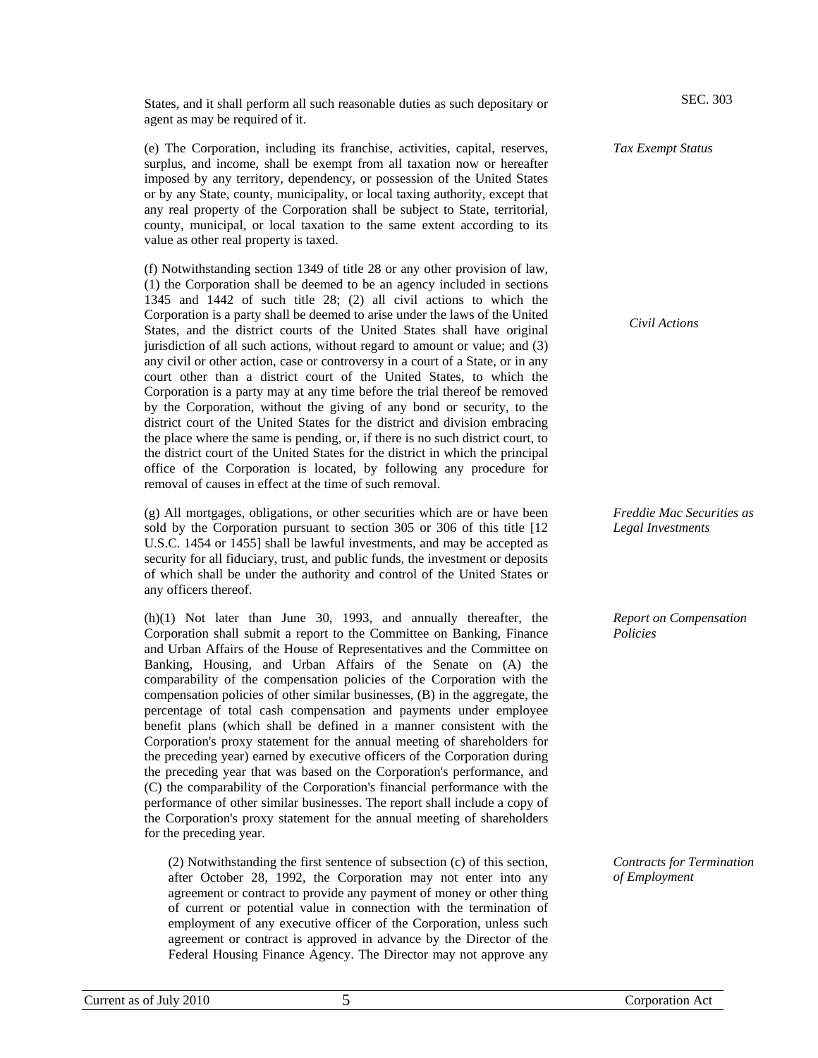States, and it shall perform all such reasonable duties as such depositary or agent as may be required of it.

*Tax Exempt Status*

(e) The Corporation, including its franchise, activities, capital, reserves, surplus, and income, shall be exempt from all taxation now or hereafter imposed by any territory, dependency, or possession of the United States or by any State, county, municipality, or local taxing authority, except that any real property of the Corporation shall be subject to State, territorial, county, municipal, or local taxation to the same extent according to its value as other real property is taxed.

*Civil Actions*

(f) Notwithstanding section 1349 of title 28 or any other provision of law, (1) the Corporation shall be deemed to be an agency included in sections 1345 and 1442 of such title 28; (2) all civil actions to which the Corporation is a party shall be deemed to arise under the laws of the United States, and the district courts of the United States shall have original jurisdiction of all such actions, without regard to amount or value; and (3) any civil or other action, case or controversy in a court of a State, or in any court other than a district court of the United States, to which the Corporation is a party may at any time before the trial thereof be removed by the Corporation, without the giving of any bond or security, to the district court of the United States for the district and division embracing the place where the same is pending, or, if there is no such district court, to the district court of the United States for the district in which the principal office of the Corporation is located, by following any procedure for removal of causes in effect at the time of such removal.

*Freddie Mac Securities as Legal Investments*

(g) All mortgages, obligations, or other securities which are or have been sold by the Corporation pursuant to section 305 or 306 of this title [12 U.S.C. 1454 or 1455] shall be lawful investments, and may be accepted as security for all fiduciary, trust, and public funds, the investment or deposits of which shall be under the authority and control of the United States or any officers thereof.

*Report on Compensation Policies*

(h)(1) Not later than June 30, 1993, and annually thereafter, the Corporation shall submit a report to the Committee on Banking, Finance and Urban Affairs of the House of Representatives and the Committee on Banking, Housing, and Urban Affairs of the Senate on (A) the comparability of the compensation policies of the Corporation with the compensation policies of other similar businesses, (B) in the aggregate, the percentage of total cash compensation and payments under employee benefit plans (which shall be defined in a manner consistent with the Corporation's proxy statement for the annual meeting of shareholders for the preceding year) earned by executive officers of the Corporation during the preceding year that was based on the Corporation's performance, and (C) the comparability of the Corporation's financial performance with the performance of other similar businesses. The report shall include a copy of the Corporation's proxy statement for the annual meeting of shareholders for the preceding year.

*Contracts for Termination of Employment*

(2) Notwithstanding the first sentence of subsection (c) of this section, after October 28, 1992, the Corporation may not enter into any agreement or contract to provide any payment of money or other thing of current or potential value in connection with the termination of employment of any executive officer of the Corporation, unless such agreement or contract is approved in advance by the Director of the Federal Housing Finance Agency. The Director may not approve any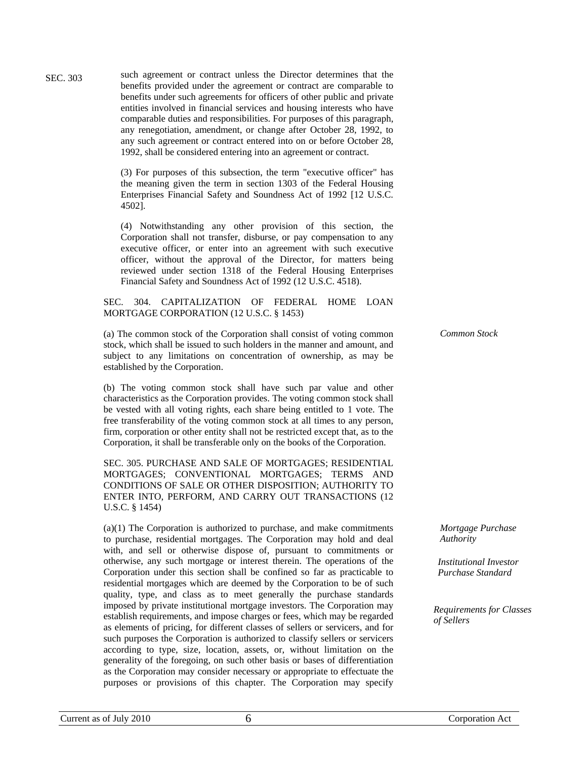SEC. 303

such agreement or contract unless the Director determines that the benefits provided under the agreement or contract are comparable to benefits under such agreements for officers of other public and private entities involved in financial services and housing interests who have comparable duties and responsibilities. For purposes of this paragraph, any renegotiation, amendment, or change after October 28, 1992, to any such agreement or contract entered into on or before October 28, 1992, shall be considered entering into an agreement or contract.

(3) For purposes of this subsection, the term "executive officer" has the meaning given the term in section 1303 of the Federal Housing Enterprises Financial Safety and Soundness Act of 1992 [12 U.S.C. 4502].

(4) Notwithstanding any other provision of this section, the Corporation shall not transfer, disburse, or pay compensation to any executive officer, or enter into an agreement with such executive officer, without the approval of the Director, for matters being reviewed under section 1318 of the Federal Housing Enterprises Financial Safety and Soundness Act of 1992 (12 U.S.C. 4518).

SEC. 304. CAPITALIZATION OF FEDERAL HOME LOAN MORTGAGE CORPORATION (12 U.S.C. § 1453)

*Common Stock*

(a) The common stock of the Corporation shall consist of voting common stock, which shall be issued to such holders in the manner and amount, and subject to any limitations on concentration of ownership, as may be established by the Corporation.

(b) The voting common stock shall have such par value and other characteristics as the Corporation provides. The voting common stock shall be vested with all voting rights, each share being entitled to 1 vote. The free transferability of the voting common stock at all times to any person, firm, corporation or other entity shall not be restricted except that, as to the Corporation, it shall be transferable only on the books of the Corporation.

SEC. 305. PURCHASE AND SALE OF MORTGAGES; RESIDENTIAL MORTGAGES; CONVENTIONAL MORTGAGES; TERMS AND CONDITIONS OF SALE OR OTHER DISPOSITION; AUTHORITY TO ENTER INTO, PERFORM, AND CARRY OUT TRANSACTIONS (12 U.S.C. § 1454)

*Mortgage Purchase Authority*

*Institutional Investor Purchase Standard*

*Requirements for Classes of Sellers*

(a)(1) The Corporation is authorized to purchase, and make commitments to purchase, residential mortgages. The Corporation may hold and deal with, and sell or otherwise dispose of, pursuant to commitments or otherwise, any such mortgage or interest therein. The operations of the Corporation under this section shall be confined so far as practicable to residential mortgages which are deemed by the Corporation to be of such quality, type, and class as to meet generally the purchase standards imposed by private institutional mortgage investors. The Corporation may establish requirements, and impose charges or fees, which may be regarded as elements of pricing, for different classes of sellers or servicers, and for such purposes the Corporation is authorized to classify sellers or servicers according to type, size, location, assets, or, without limitation on the generality of the foregoing, on such other basis or bases of differentiation as the Corporation may consider necessary or appropriate to effectuate the purposes or provisions of this chapter. The Corporation may specify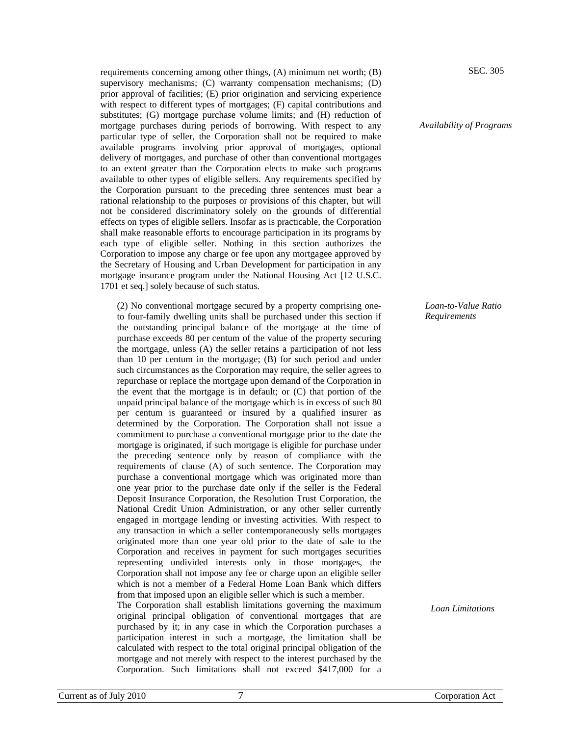requirements concerning among other things, (A) minimum net worth; (B) supervisory mechanisms; (C) warranty compensation mechanisms; (D) prior approval of facilities; (E) prior origination and servicing experience with respect to different types of mortgages; (F) capital contributions and substitutes; (G) mortgage purchase volume limits; and (H) reduction of mortgage purchases during periods of borrowing. With respect to any particular type of seller, the Corporation shall not be required to make available programs involving prior approval of mortgages, optional delivery of mortgages, and purchase of other than conventional mortgages to an extent greater than the Corporation elects to make such programs available to other types of eligible sellers. Any requirements specified by the Corporation pursuant to the preceding three sentences must bear a rational relationship to the purposes or provisions of this chapter, but will not be considered discriminatory solely on the grounds of differential effects on types of eligible sellers. Insofar as is practicable, the Corporation shall make reasonable efforts to encourage participation in its programs by each type of eligible seller. Nothing in this section authorizes the Corporation to impose any charge or fee upon any mortgagee approved by the Secretary of Housing and Urban Development for participation in any mortgage insurance program under the National Housing Act [12 U.S.C. 1701 et seq.] solely because of such status.

*SEC. 305*

*Availability of Programs*

*Loan-to-Value Ratio Requirements*

(2) No conventional mortgage secured by a property comprising one- to four-family dwelling units shall be purchased under this section if the outstanding principal balance of the mortgage at the time of purchase exceeds 80 per centum of the value of the property securing the mortgage, unless (A) the seller retains a participation of not less than 10 per centum in the mortgage; (B) for such period and under such circumstances as the Corporation may require, the seller agrees to repurchase or replace the mortgage upon demand of the Corporation in the event that the mortgage is in default; or (C) that portion of the unpaid principal balance of the mortgage which is in excess of such 80 per centum is guaranteed or insured by a qualified insurer as determined by the Corporation. The Corporation shall not issue a commitment to purchase a conventional mortgage prior to the date the mortgage is originated, if such mortgage is eligible for purchase under the preceding sentence only by reason of compliance with the requirements of clause (A) of such sentence. The Corporation may purchase a conventional mortgage which was originated more than one year prior to the purchase date only if the seller is the Federal Deposit Insurance Corporation, the Resolution Trust Corporation, the National Credit Union Administration, or any other seller currently engaged in mortgage lending or investing activities. With respect to any transaction in which a seller contemporaneously sells mortgages originated more than one year old prior to the date of sale to the Corporation and receives in payment for such mortgages securities representing undivided interests only in those mortgages, the Corporation shall not impose any fee or charge upon an eligible seller which is not a member of a Federal Home Loan Bank which differs from that imposed upon an eligible seller which is such a member.

*Loan Limitations*

The Corporation shall establish limitations governing the maximum original principal obligation of conventional mortgages that are purchased by it; in any case in which the Corporation purchases a participation interest in such a mortgage, the limitation shall be calculated with respect to the total original principal obligation of the mortgage and not merely with respect to the interest purchased by the Corporation. Such limitations shall not exceed $417,000 for a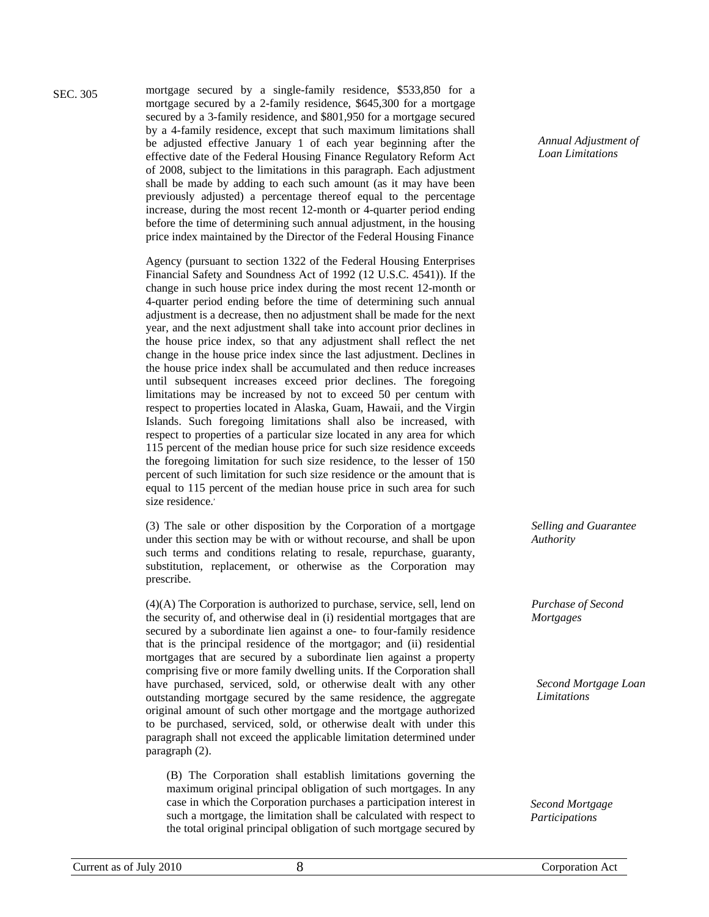SEC. 305

mortgage secured by a single-family residence, \$533,850 for a mortgage secured by a 2-family residence, \$645,300 for a mortgage secured by a 3-family residence, and \$801,950 for a mortgage secured by a 4-family residence, except that such maximum limitations shall be adjusted effective January 1 of each year beginning after the effective date of the Federal Housing Finance Regulatory Reform Act of 2008, subject to the limitations in this paragraph. Each adjustment shall be made by adding to each such amount (as it may have been previously adjusted) a percentage thereof equal to the percentage increase, during the most recent 12-month or 4-quarter period ending before the time of determining such annual adjustment, in the housing price index maintained by the Director of the Federal Housing Finance Agency (pursuant to section 1322 of the Federal Housing Enterprises Financial Safety and Soundness Act of 1992 (12 U.S.C. 4541)). If the change in such house price index during the most recent 12-month or 4-quarter period ending before the time of determining such annual adjustment is a decrease, then no adjustment shall be made for the next year, and the next adjustment shall take into account prior declines in the house price index, so that any adjustment shall reflect the net change in the house price index since the last adjustment. Declines in the house price index shall be accumulated and then reduce increases until subsequent increases exceed prior declines. The foregoing limitations may be increased by not to exceed 50 per centum with respect to properties located in Alaska, Guam, Hawaii, and the Virgin Islands. Such foregoing limitations shall also be increased, with respect to properties of a particular size located in any area for which 115 percent of the median house price for such size residence exceeds the foregoing limitation for such size residence, to the lesser of 150 percent of such limitation for such size residence or the amount that is equal to 115 percent of the median house price in such area for such size residence.'

*Annual Adjustment of Loan Limitations*

(3) The sale or other disposition by the Corporation of a mortgage under this section may be with or without recourse, and shall be upon such terms and conditions relating to resale, repurchase, guaranty, substitution, replacement, or otherwise as the Corporation may prescribe.

*Selling and Guarantee Authority*

(4)(A) The Corporation is authorized to purchase, service, sell, lend on the security of, and otherwise deal in (i) residential mortgages that are secured by a subordinate lien against a one- to four-family residence that is the principal residence of the mortgagor; and (ii) residential mortgages that are secured by a subordinate lien against a property comprising five or more family dwelling units. If the Corporation shall have purchased, serviced, sold, or otherwise dealt with any other outstanding mortgage secured by the same residence, the aggregate original amount of such other mortgage and the mortgage authorized to be purchased, serviced, sold, or otherwise dealt with under this paragraph shall not exceed the applicable limitation determined under paragraph (2).

*Purchase of Second Mortgages*

*Second Mortgage Loan Limitations*

(B) The Corporation shall establish limitations governing the maximum original principal obligation of such mortgages. In any case in which the Corporation purchases a participation interest in such a mortgage, the limitation shall be calculated with respect to the total original principal obligation of such mortgage secured by

*Second Mortgage Participations*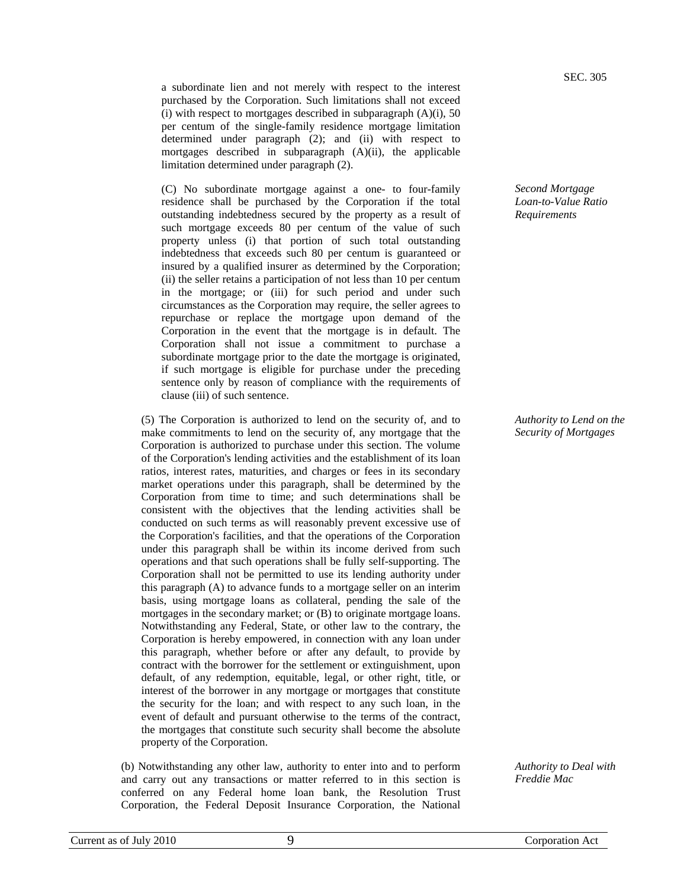a subordinate lien and not merely with respect to the interest purchased by the Corporation. Such limitations shall not exceed (i) with respect to mortgages described in subparagraph (A)(i), 50 per centum of the single-family residence mortgage limitation determined under paragraph (2); and (ii) with respect to mortgages described in subparagraph (A)(ii), the applicable limitation determined under paragraph (2).

*Second Mortgage Loan-to-Value Ratio Requirements*

(C) No subordinate mortgage against a one- to four-family residence shall be purchased by the Corporation if the total outstanding indebtedness secured by the property as a result of such mortgage exceeds 80 per centum of the value of such property unless (i) that portion of such total outstanding indebtedness that exceeds such 80 per centum is guaranteed or insured by a qualified insurer as determined by the Corporation; (ii) the seller retains a participation of not less than 10 per centum in the mortgage; or (iii) for such period and under such circumstances as the Corporation may require, the seller agrees to repurchase or replace the mortgage upon demand of the Corporation in the event that the mortgage is in default. The Corporation shall not issue a commitment to purchase a subordinate mortgage prior to the date the mortgage is originated, if such mortgage is eligible for purchase under the preceding sentence only by reason of compliance with the requirements of clause (iii) of such sentence.

*Authority to Lend on the Security of Mortgages*

(5) The Corporation is authorized to lend on the security of, and to make commitments to lend on the security of, any mortgage that the Corporation is authorized to purchase under this section. The volume of the Corporation's lending activities and the establishment of its loan ratios, interest rates, maturities, and charges or fees in its secondary market operations under this paragraph, shall be determined by the Corporation from time to time; and such determinations shall be consistent with the objectives that the lending activities shall be conducted on such terms as will reasonably prevent excessive use of the Corporation's facilities, and that the operations of the Corporation under this paragraph shall be within its income derived from such operations and that such operations shall be fully self-supporting. The Corporation shall not be permitted to use its lending authority under this paragraph (A) to advance funds to a mortgage seller on an interim basis, using mortgage loans as collateral, pending the sale of the mortgages in the secondary market; or (B) to originate mortgage loans. Notwithstanding any Federal, State, or other law to the contrary, the Corporation is hereby empowered, in connection with any loan under this paragraph, whether before or after any default, to provide by contract with the borrower for the settlement or extinguishment, upon default, of any redemption, equitable, legal, or other right, title, or interest of the borrower in any mortgage or mortgages that constitute the security for the loan; and with respect to any such loan, in the event of default and pursuant otherwise to the terms of the contract, the mortgages that constitute such security shall become the absolute property of the Corporation.

*Authority to Deal with Freddie Mac*

(b) Notwithstanding any other law, authority to enter into and to perform and carry out any transactions or matter referred to in this section is conferred on any Federal home loan bank, the Resolution Trust Corporation, the Federal Deposit Insurance Corporation, the National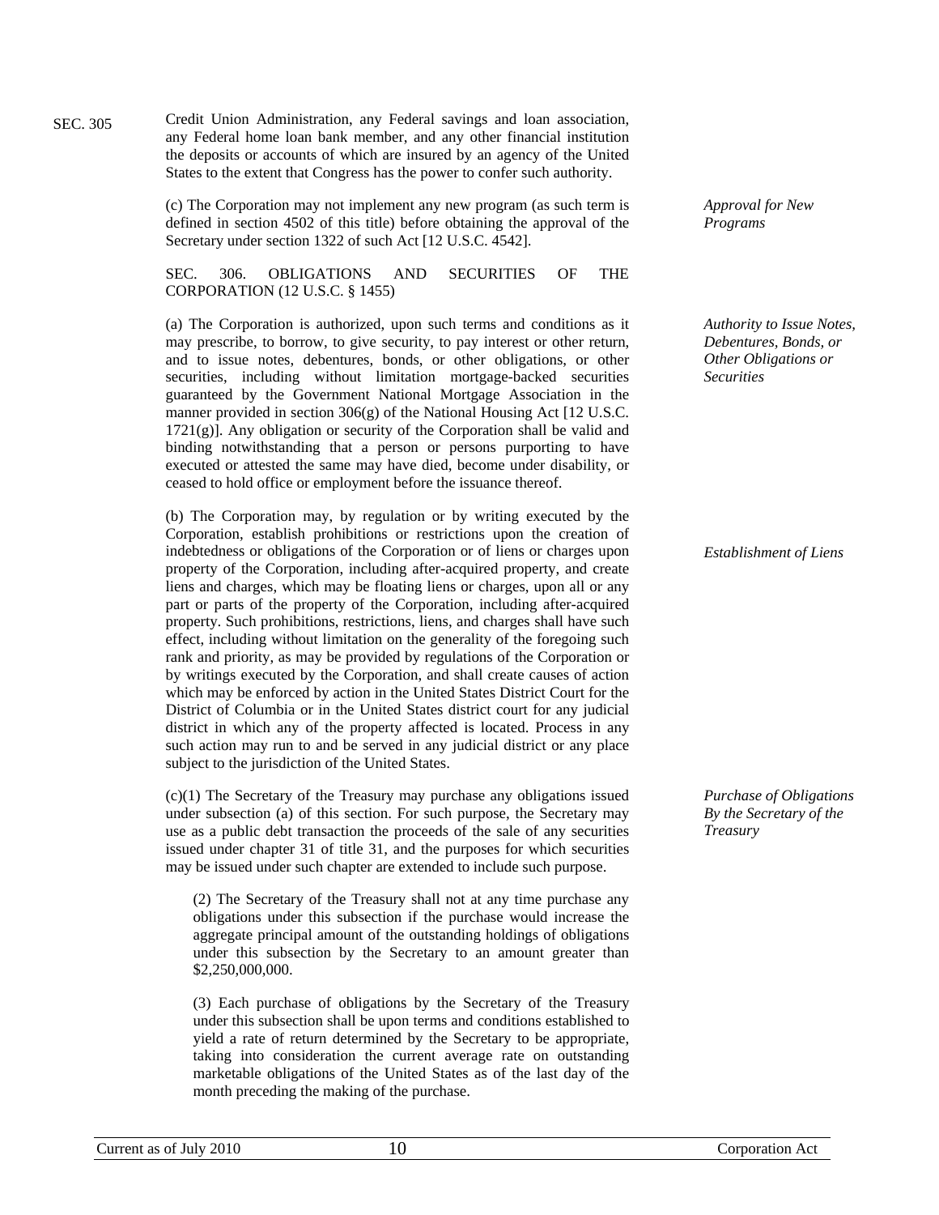Credit Union Administration, any Federal savings and loan association, any Federal home loan bank member, and any other financial institution the deposits or accounts of which are insured by an agency of the United States to the extent that Congress has the power to confer such authority.

*Approval for New Programs*

(c) The Corporation may not implement any new program (as such term is defined in section 4502 of this title) before obtaining the approval of the Secretary under section 1322 of such Act [12 U.S.C. 4542].

## SEC. 306. OBLIGATIONS AND SECURITIES OF THE CORPORATION (12 U.S.C. § 1455)

*Authority to Issue Notes, Debentures, Bonds, or Other Obligations or Securities*

(a) The Corporation is authorized, upon such terms and conditions as it may prescribe, to borrow, to give security, to pay interest or other return, and to issue notes, debentures, bonds, or other obligations, or other securities, including without limitation mortgage-backed securities guaranteed by the Government National Mortgage Association in the manner provided in section 306(g) of the National Housing Act [12 U.S.C. 1721(g)]. Any obligation or security of the Corporation shall be valid and binding notwithstanding that a person or persons purporting to have executed or attested the same may have died, become under disability, or ceased to hold office or employment before the issuance thereof.

*Establishment of Liens*

(b) The Corporation may, by regulation or by writing executed by the Corporation, establish prohibitions or restrictions upon the creation of indebtedness or obligations of the Corporation or of liens or charges upon property of the Corporation, including after-acquired property, and create liens and charges, which may be floating liens or charges, upon all or any part or parts of the property of the Corporation, including after-acquired property. Such prohibitions, restrictions, liens, and charges shall have such effect, including without limitation on the generality of the foregoing such rank and priority, as may be provided by regulations of the Corporation or by writings executed by the Corporation, and shall create causes of action which may be enforced by action in the United States District Court for the District of Columbia or in the United States district court for any judicial district in which any of the property affected is located. Process in any such action may run to and be served in any judicial district or any place subject to the jurisdiction of the United States.

*Purchase of Obligations By the Secretary of the Treasury*

(c)(1) The Secretary of the Treasury may purchase any obligations issued under subsection (a) of this section. For such purpose, the Secretary may use as a public debt transaction the proceeds of the sale of any securities issued under chapter 31 of title 31, and the purposes for which securities may be issued under such chapter are extended to include such purpose.

(2) The Secretary of the Treasury shall not at any time purchase any obligations under this subsection if the purchase would increase the aggregate principal amount of the outstanding holdings of obligations under this subsection by the Secretary to an amount greater than $2,250,000,000.

(3) Each purchase of obligations by the Secretary of the Treasury under this subsection shall be upon terms and conditions established to yield a rate of return determined by the Secretary to be appropriate, taking into consideration the current average rate on outstanding marketable obligations of the United States as of the last day of the month preceding the making of the purchase.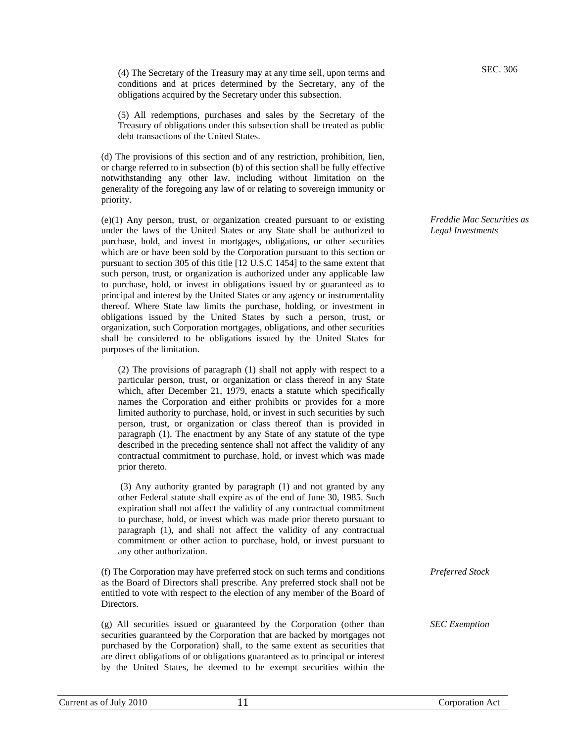(4) The Secretary of the Treasury may at any time sell, upon terms and conditions and at prices determined by the Secretary, any of the obligations acquired by the Secretary under this subsection.

(5) All redemptions, purchases and sales by the Secretary of the Treasury of obligations under this subsection shall be treated as public debt transactions of the United States.

(d) The provisions of this section and of any restriction, prohibition, lien, or charge referred to in subsection (b) of this section shall be fully effective notwithstanding any other law, including without limitation on the generality of the foregoing any law of or relating to sovereign immunity or priority.

*Freddie Mac Securities as Legal Investments*

(e)(1) Any person, trust, or organization created pursuant to or existing under the laws of the United States or any State shall be authorized to purchase, hold, and invest in mortgages, obligations, or other securities which are or have been sold by the Corporation pursuant to this section or pursuant to section 305 of this title [12 U.S.C 1454] to the same extent that such person, trust, or organization is authorized under any applicable law to purchase, hold, or invest in obligations issued by or guaranteed as to principal and interest by the United States or any agency or instrumentality thereof. Where State law limits the purchase, holding, or investment in obligations issued by the United States by such a person, trust, or organization, such Corporation mortgages, obligations, and other securities shall be considered to be obligations issued by the United States for purposes of the limitation.

(2) The provisions of paragraph (1) shall not apply with respect to a particular person, trust, or organization or class thereof in any State which, after December 21, 1979, enacts a statute which specifically names the Corporation and either prohibits or provides for a more limited authority to purchase, hold, or invest in such securities by such person, trust, or organization or class thereof than is provided in paragraph (1). The enactment by any State of any statute of the type described in the preceding sentence shall not affect the validity of any contractual commitment to purchase, hold, or invest which was made prior thereto.

(3) Any authority granted by paragraph (1) and not granted by any other Federal statute shall expire as of the end of June 30, 1985. Such expiration shall not affect the validity of any contractual commitment to purchase, hold, or invest which was made prior thereto pursuant to paragraph (1), and shall not affect the validity of any contractual commitment or other action to purchase, hold, or invest pursuant to any other authorization.

*Preferred Stock*

(f) The Corporation may have preferred stock on such terms and conditions as the Board of Directors shall prescribe. Any preferred stock shall not be entitled to vote with respect to the election of any member of the Board of Directors.

*SEC Exemption*

(g) All securities issued or guaranteed by the Corporation (other than securities guaranteed by the Corporation that are backed by mortgages not purchased by the Corporation) shall, to the same extent as securities that are direct obligations of or obligations guaranteed as to principal or interest by the United States, be deemed to be exempt securities within the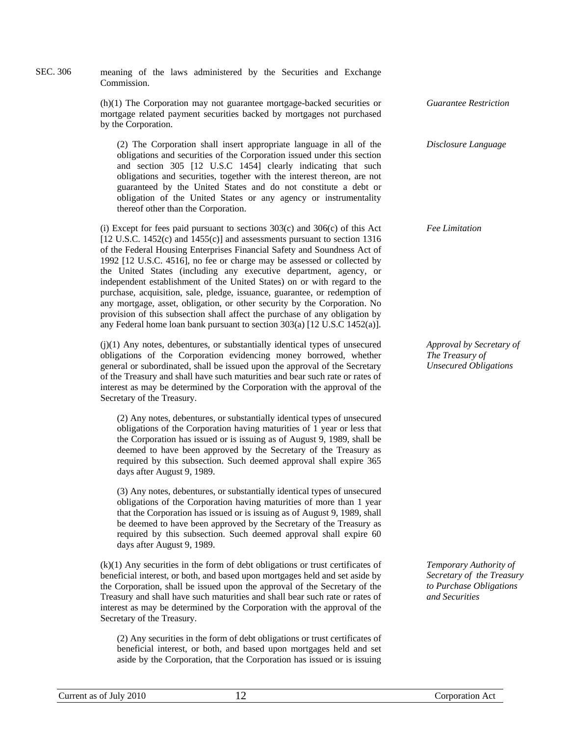meaning of the laws administered by the Securities and Exchange Commission.

*Guarantee Restriction*

(h)(1) The Corporation may not guarantee mortgage-backed securities or mortgage related payment securities backed by mortgages not purchased by the Corporation.

*Disclosure Language*

(2) The Corporation shall insert appropriate language in all of the obligations and securities of the Corporation issued under this section and section 305 [12 U.S.C 1454] clearly indicating that such obligations and securities, together with the interest thereon, are not guaranteed by the United States and do not constitute a debt or obligation of the United States or any agency or instrumentality thereof other than the Corporation.

*Fee Limitation*

(i) Except for fees paid pursuant to sections 303(c) and 306(c) of this Act [12 U.S.C. 1452(c) and 1455(c)] and assessments pursuant to section 1316 of the Federal Housing Enterprises Financial Safety and Soundness Act of 1992 [12 U.S.C. 4516], no fee or charge may be assessed or collected by the United States (including any executive department, agency, or independent establishment of the United States) on or with regard to the purchase, acquisition, sale, pledge, issuance, guarantee, or redemption of any mortgage, asset, obligation, or other security by the Corporation. No provision of this subsection shall affect the purchase of any obligation by any Federal home loan bank pursuant to section 303(a) [12 U.S.C 1452(a)].

*Approval by Secretary of The Treasury of Unsecured Obligations*

(j)(1) Any notes, debentures, or substantially identical types of unsecured obligations of the Corporation evidencing money borrowed, whether general or subordinated, shall be issued upon the approval of the Secretary of the Treasury and shall have such maturities and bear such rate or rates of interest as may be determined by the Corporation with the approval of the Secretary of the Treasury.

(2) Any notes, debentures, or substantially identical types of unsecured obligations of the Corporation having maturities of 1 year or less that the Corporation has issued or is issuing as of August 9, 1989, shall be deemed to have been approved by the Secretary of the Treasury as required by this subsection. Such deemed approval shall expire 365 days after August 9, 1989.

(3) Any notes, debentures, or substantially identical types of unsecured obligations of the Corporation having maturities of more than 1 year that the Corporation has issued or is issuing as of August 9, 1989, shall be deemed to have been approved by the Secretary of the Treasury as required by this subsection. Such deemed approval shall expire 60 days after August 9, 1989.

*Temporary Authority of Secretary of the Treasury to Purchase Obligations and Securities*

(k)(1) Any securities in the form of debt obligations or trust certificates of beneficial interest, or both, and based upon mortgages held and set aside by the Corporation, shall be issued upon the approval of the Secretary of the Treasury and shall have such maturities and shall bear such rate or rates of interest as may be determined by the Corporation with the approval of the Secretary of the Treasury.

(2) Any securities in the form of debt obligations or trust certificates of beneficial interest, or both, and based upon mortgages held and set aside by the Corporation, that the Corporation has issued or is issuing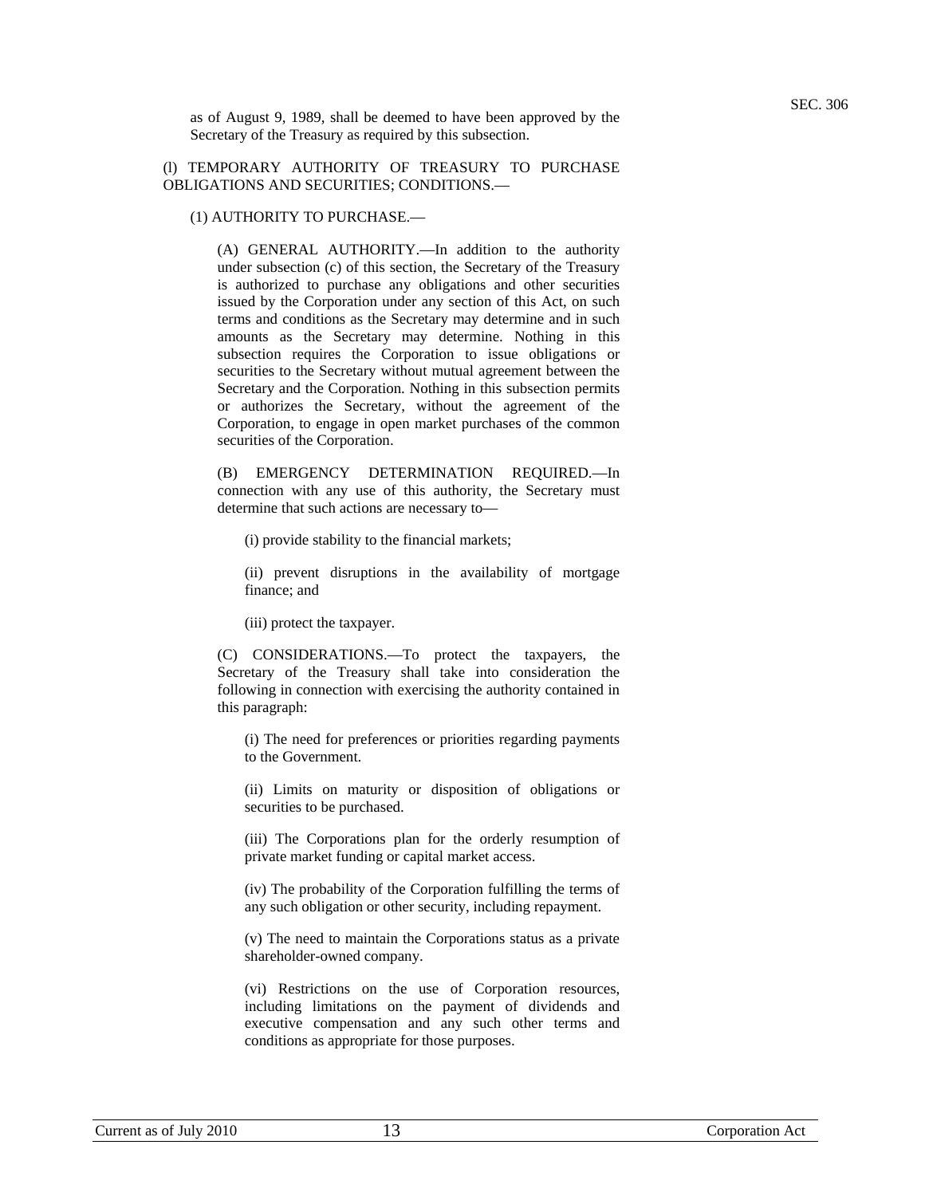as of August 9, 1989, shall be deemed to have been approved by the Secretary of the Treasury as required by this subsection.

(l) TEMPORARY AUTHORITY OF TREASURY TO PURCHASE OBLIGATIONS AND SECURITIES; CONDITIONS.—

(1) AUTHORITY TO PURCHASE.—

(A) GENERAL AUTHORITY.—In addition to the authority under subsection (c) of this section, the Secretary of the Treasury is authorized to purchase any obligations and other securities issued by the Corporation under any section of this Act, on such terms and conditions as the Secretary may determine and in such amounts as the Secretary may determine. Nothing in this subsection requires the Corporation to issue obligations or securities to the Secretary without mutual agreement between the Secretary and the Corporation. Nothing in this subsection permits or authorizes the Secretary, without the agreement of the Corporation, to engage in open market purchases of the common securities of the Corporation.

(B) EMERGENCY DETERMINATION REQUIRED.—In connection with any use of this authority, the Secretary must determine that such actions are necessary to—

(i) provide stability to the financial markets;

(ii) prevent disruptions in the availability of mortgage finance; and

(iii) protect the taxpayer.

(C) CONSIDERATIONS.—To protect the taxpayers, the Secretary of the Treasury shall take into consideration the following in connection with exercising the authority contained in this paragraph:

(i) The need for preferences or priorities regarding payments to the Government.

(ii) Limits on maturity or disposition of obligations or securities to be purchased.

(iii) The Corporations plan for the orderly resumption of private market funding or capital market access.

(iv) The probability of the Corporation fulfilling the terms of any such obligation or other security, including repayment.

(v) The need to maintain the Corporations status as a private shareholder-owned company.

(vi) Restrictions on the use of Corporation resources, including limitations on the payment of dividends and executive compensation and any such other terms and conditions as appropriate for those purposes.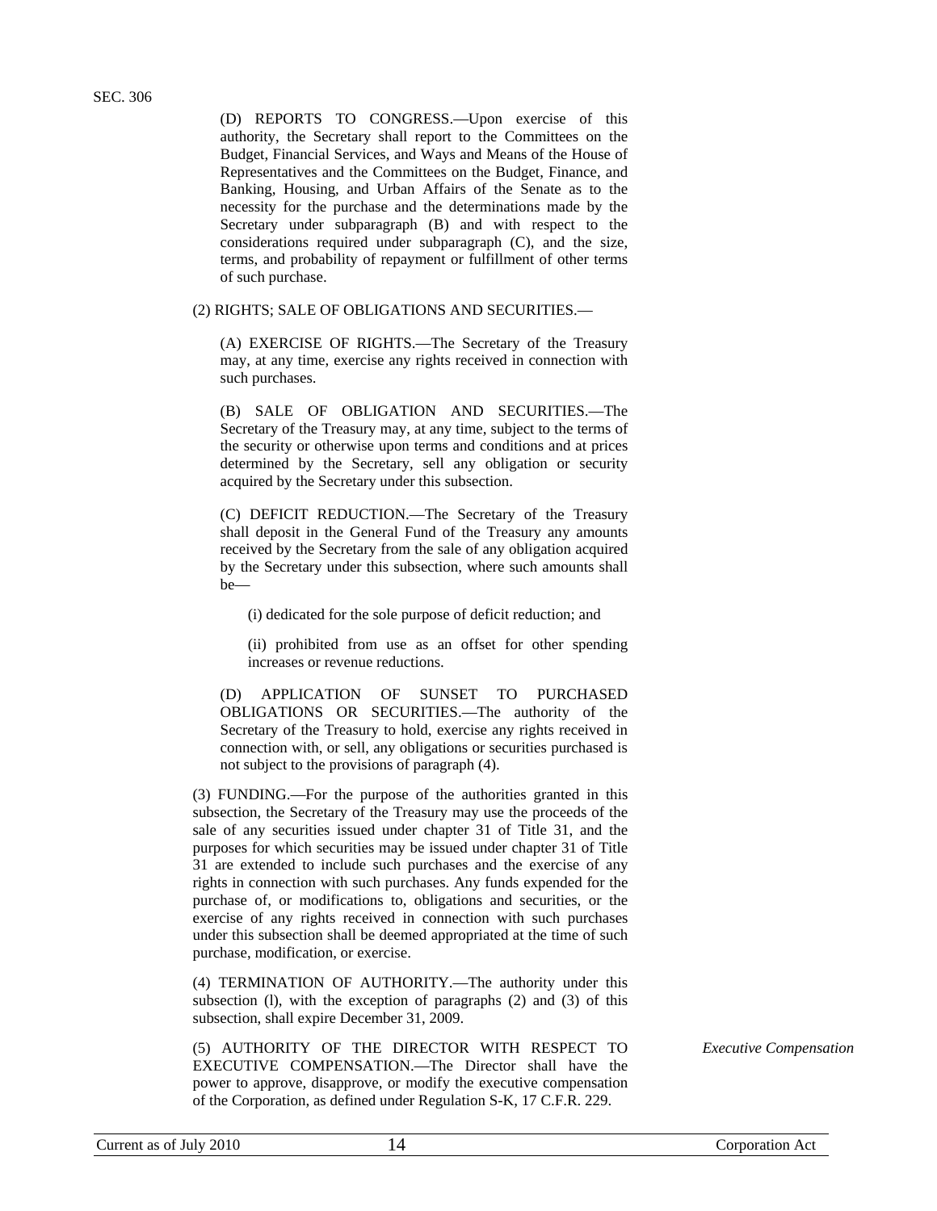(D) REPORTS TO CONGRESS.—Upon exercise of this authority, the Secretary shall report to the Committees on the Budget, Financial Services, and Ways and Means of the House of Representatives and the Committees on the Budget, Finance, and Banking, Housing, and Urban Affairs of the Senate as to the necessity for the purchase and the determinations made by the Secretary under subparagraph (B) and with respect to the considerations required under subparagraph (C), and the size, terms, and probability of repayment or fulfillment of other terms of such purchase.

(2) RIGHTS; SALE OF OBLIGATIONS AND SECURITIES.—

(A) EXERCISE OF RIGHTS.—The Secretary of the Treasury may, at any time, exercise any rights received in connection with such purchases.

(B) SALE OF OBLIGATION AND SECURITIES.—The Secretary of the Treasury may, at any time, subject to the terms of the security or otherwise upon terms and conditions and at prices determined by the Secretary, sell any obligation or security acquired by the Secretary under this subsection.

(C) DEFICIT REDUCTION.—The Secretary of the Treasury shall deposit in the General Fund of the Treasury any amounts received by the Secretary from the sale of any obligation acquired by the Secretary under this subsection, where such amounts shall be—

(i) dedicated for the sole purpose of deficit reduction; and

(ii) prohibited from use as an offset for other spending increases or revenue reductions.

(D) APPLICATION OF SUNSET TO PURCHASED OBLIGATIONS OR SECURITIES.—The authority of the Secretary of the Treasury to hold, exercise any rights received in connection with, or sell, any obligations or securities purchased is not subject to the provisions of paragraph (4).

(3) FUNDING.—For the purpose of the authorities granted in this subsection, the Secretary of the Treasury may use the proceeds of the sale of any securities issued under chapter 31 of Title 31, and the purposes for which securities may be issued under chapter 31 of Title 31 are extended to include such purchases and the exercise of any rights in connection with such purchases. Any funds expended for the purchase of, or modifications to, obligations and securities, or the exercise of any rights received in connection with such purchases under this subsection shall be deemed appropriated at the time of such purchase, modification, or exercise.

(4) TERMINATION OF AUTHORITY.—The authority under this subsection (l), with the exception of paragraphs (2) and (3) of this subsection, shall expire December 31, 2009.

*Executive Compensation*

(5) AUTHORITY OF THE DIRECTOR WITH RESPECT TO EXECUTIVE COMPENSATION.—The Director shall have the power to approve, disapprove, or modify the executive compensation of the Corporation, as defined under Regulation S-K, 17 C.F.R. 229.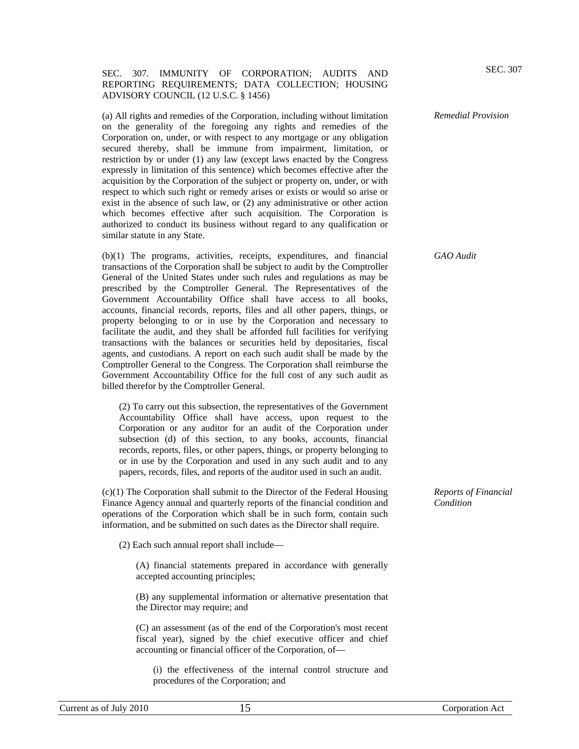## SEC. 307. IMMUNITY OF CORPORATION; AUDITS AND REPORTING REQUIREMENTS; DATA COLLECTION; HOUSING ADVISORY COUNCIL (12 U.S.C. § 1456)

*Remedial Provision*

(a) All rights and remedies of the Corporation, including without limitation on the generality of the foregoing any rights and remedies of the Corporation on, under, or with respect to any mortgage or any obligation secured thereby, shall be immune from impairment, limitation, or restriction by or under (1) any law (except laws enacted by the Congress expressly in limitation of this sentence) which becomes effective after the acquisition by the Corporation of the subject or property on, under, or with respect to which such right or remedy arises or exists or would so arise or exist in the absence of such law, or (2) any administrative or other action which becomes effective after such acquisition. The Corporation is authorized to conduct its business without regard to any qualification or similar statute in any State.

*GAO Audit*

(b)(1) The programs, activities, receipts, expenditures, and financial transactions of the Corporation shall be subject to audit by the Comptroller General of the United States under such rules and regulations as may be prescribed by the Comptroller General. The Representatives of the Government Accountability Office shall have access to all books, accounts, financial records, reports, files and all other papers, things, or property belonging to or in use by the Corporation and necessary to facilitate the audit, and they shall be afforded full facilities for verifying transactions with the balances or securities held by depositaries, fiscal agents, and custodians. A report on each such audit shall be made by the Comptroller General to the Congress. The Corporation shall reimburse the Government Accountability Office for the full cost of any such audit as billed therefor by the Comptroller General.

(2) To carry out this subsection, the representatives of the Government Accountability Office shall have access, upon request to the Corporation or any auditor for an audit of the Corporation under subsection (d) of this section, to any books, accounts, financial records, reports, files, or other papers, things, or property belonging to or in use by the Corporation and used in any such audit and to any papers, records, files, and reports of the auditor used in such an audit.

*Reports of Financial Condition*

(c)(1) The Corporation shall submit to the Director of the Federal Housing Finance Agency annual and quarterly reports of the financial condition and operations of the Corporation which shall be in such form, contain such information, and be submitted on such dates as the Director shall require.

(2) Each such annual report shall include—

(A) financial statements prepared in accordance with generally accepted accounting principles;

(B) any supplemental information or alternative presentation that the Director may require; and

(C) an assessment (as of the end of the Corporation's most recent fiscal year), signed by the chief executive officer and chief accounting or financial officer of the Corporation, of—

(i) the effectiveness of the internal control structure and procedures of the Corporation; and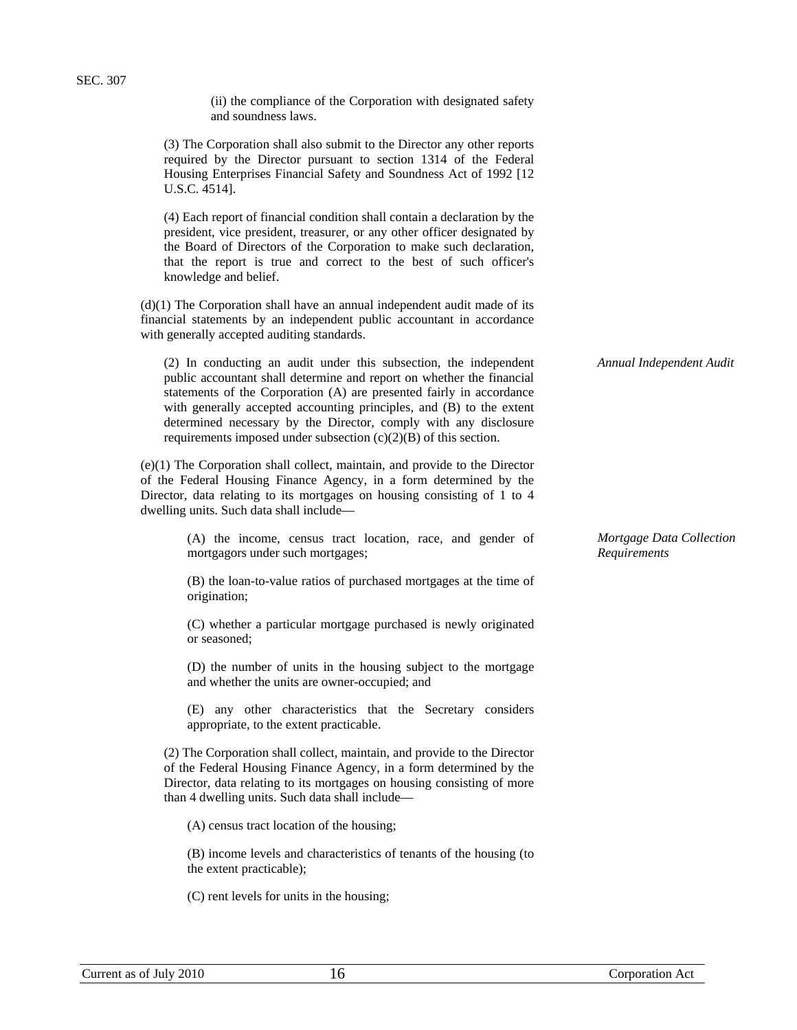(ii) the compliance of the Corporation with designated safety and soundness laws.

(3) The Corporation shall also submit to the Director any other reports required by the Director pursuant to section 1314 of the Federal Housing Enterprises Financial Safety and Soundness Act of 1992 [12 U.S.C. 4514].

(4) Each report of financial condition shall contain a declaration by the president, vice president, treasurer, or any other officer designated by the Board of Directors of the Corporation to make such declaration, that the report is true and correct to the best of such officer's knowledge and belief.

(d)(1) The Corporation shall have an annual independent audit made of its financial statements by an independent public accountant in accordance with generally accepted auditing standards.

*Annual Independent Audit*

(2) In conducting an audit under this subsection, the independent public accountant shall determine and report on whether the financial statements of the Corporation (A) are presented fairly in accordance with generally accepted accounting principles, and (B) to the extent determined necessary by the Director, comply with any disclosure requirements imposed under subsection (c)(2)(B) of this section.

(e)(1) The Corporation shall collect, maintain, and provide to the Director of the Federal Housing Finance Agency, in a form determined by the Director, data relating to its mortgages on housing consisting of 1 to 4 dwelling units. Such data shall include—

*Mortgage Data Collection Requirements*

(A) the income, census tract location, race, and gender of mortgagors under such mortgages;

(B) the loan-to-value ratios of purchased mortgages at the time of origination;

(C) whether a particular mortgage purchased is newly originated or seasoned;

(D) the number of units in the housing subject to the mortgage and whether the units are owner-occupied; and

(E) any other characteristics that the Secretary considers appropriate, to the extent practicable.

(2) The Corporation shall collect, maintain, and provide to the Director of the Federal Housing Finance Agency, in a form determined by the Director, data relating to its mortgages on housing consisting of more than 4 dwelling units. Such data shall include—

(A) census tract location of the housing;

(B) income levels and characteristics of tenants of the housing (to the extent practicable);

(C) rent levels for units in the housing;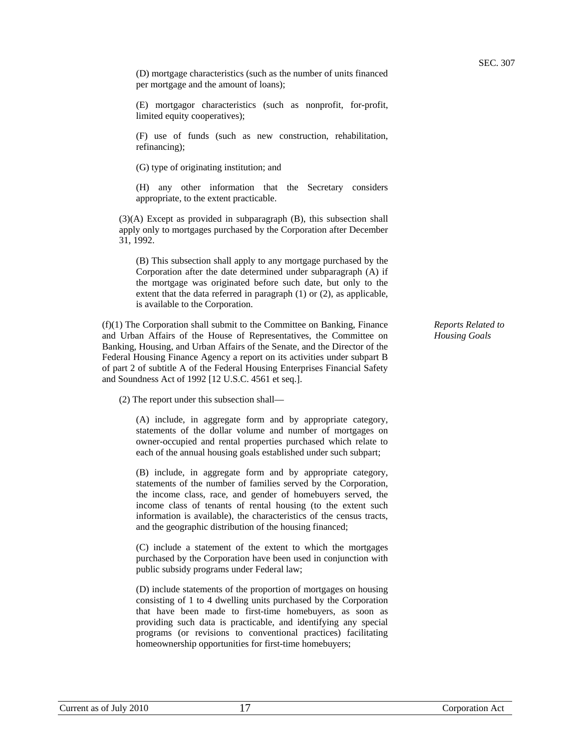(D) mortgage characteristics (such as the number of units financed per mortgage and the amount of loans);

(E) mortgagor characteristics (such as nonprofit, for-profit, limited equity cooperatives);

(F) use of funds (such as new construction, rehabilitation, refinancing);

(G) type of originating institution; and

(H) any other information that the Secretary considers appropriate, to the extent practicable.

(3)(A) Except as provided in subparagraph (B), this subsection shall apply only to mortgages purchased by the Corporation after December 31, 1992.

(B) This subsection shall apply to any mortgage purchased by the Corporation after the date determined under subparagraph (A) if the mortgage was originated before such date, but only to the extent that the data referred in paragraph (1) or (2), as applicable, is available to the Corporation.

*Reports Related to Housing Goals*

(f)(1) The Corporation shall submit to the Committee on Banking, Finance and Urban Affairs of the House of Representatives, the Committee on Banking, Housing, and Urban Affairs of the Senate, and the Director of the Federal Housing Finance Agency a report on its activities under subpart B of part 2 of subtitle A of the Federal Housing Enterprises Financial Safety and Soundness Act of 1992 [12 U.S.C. 4561 et seq.].

(2) The report under this subsection shall—

(A) include, in aggregate form and by appropriate category, statements of the dollar volume and number of mortgages on owner-occupied and rental properties purchased which relate to each of the annual housing goals established under such subpart;

(B) include, in aggregate form and by appropriate category, statements of the number of families served by the Corporation, the income class, race, and gender of homebuyers served, the income class of tenants of rental housing (to the extent such information is available), the characteristics of the census tracts, and the geographic distribution of the housing financed;

(C) include a statement of the extent to which the mortgages purchased by the Corporation have been used in conjunction with public subsidy programs under Federal law;

(D) include statements of the proportion of mortgages on housing consisting of 1 to 4 dwelling units purchased by the Corporation that have been made to first-time homebuyers, as soon as providing such data is practicable, and identifying any special programs (or revisions to conventional practices) facilitating homeownership opportunities for first-time homebuyers;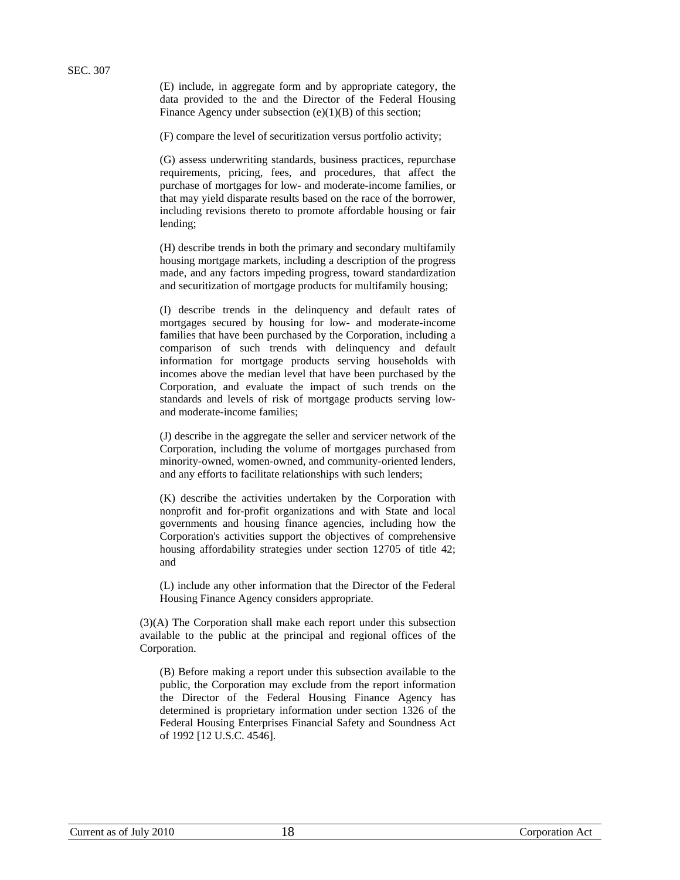(E) include, in aggregate form and by appropriate category, the data provided to the and the Director of the Federal Housing Finance Agency under subsection (e)(1)(B) of this section;

(F) compare the level of securitization versus portfolio activity;

(G) assess underwriting standards, business practices, repurchase requirements, pricing, fees, and procedures, that affect the purchase of mortgages for low- and moderate-income families, or that may yield disparate results based on the race of the borrower, including revisions thereto to promote affordable housing or fair lending;

(H) describe trends in both the primary and secondary multifamily housing mortgage markets, including a description of the progress made, and any factors impeding progress, toward standardization and securitization of mortgage products for multifamily housing;

(I) describe trends in the delinquency and default rates of mortgages secured by housing for low- and moderate-income families that have been purchased by the Corporation, including a comparison of such trends with delinquency and default information for mortgage products serving households with incomes above the median level that have been purchased by the Corporation, and evaluate the impact of such trends on the standards and levels of risk of mortgage products serving low- and moderate-income families;

(J) describe in the aggregate the seller and servicer network of the Corporation, including the volume of mortgages purchased from minority-owned, women-owned, and community-oriented lenders, and any efforts to facilitate relationships with such lenders;

(K) describe the activities undertaken by the Corporation with nonprofit and for-profit organizations and with State and local governments and housing finance agencies, including how the Corporation's activities support the objectives of comprehensive housing affordability strategies under section 12705 of title 42; and

(L) include any other information that the Director of the Federal Housing Finance Agency considers appropriate.

(3)(A) The Corporation shall make each report under this subsection available to the public at the principal and regional offices of the Corporation.

(B) Before making a report under this subsection available to the public, the Corporation may exclude from the report information the Director of the Federal Housing Finance Agency has determined is proprietary information under section 1326 of the Federal Housing Enterprises Financial Safety and Soundness Act of 1992 [12 U.S.C. 4546].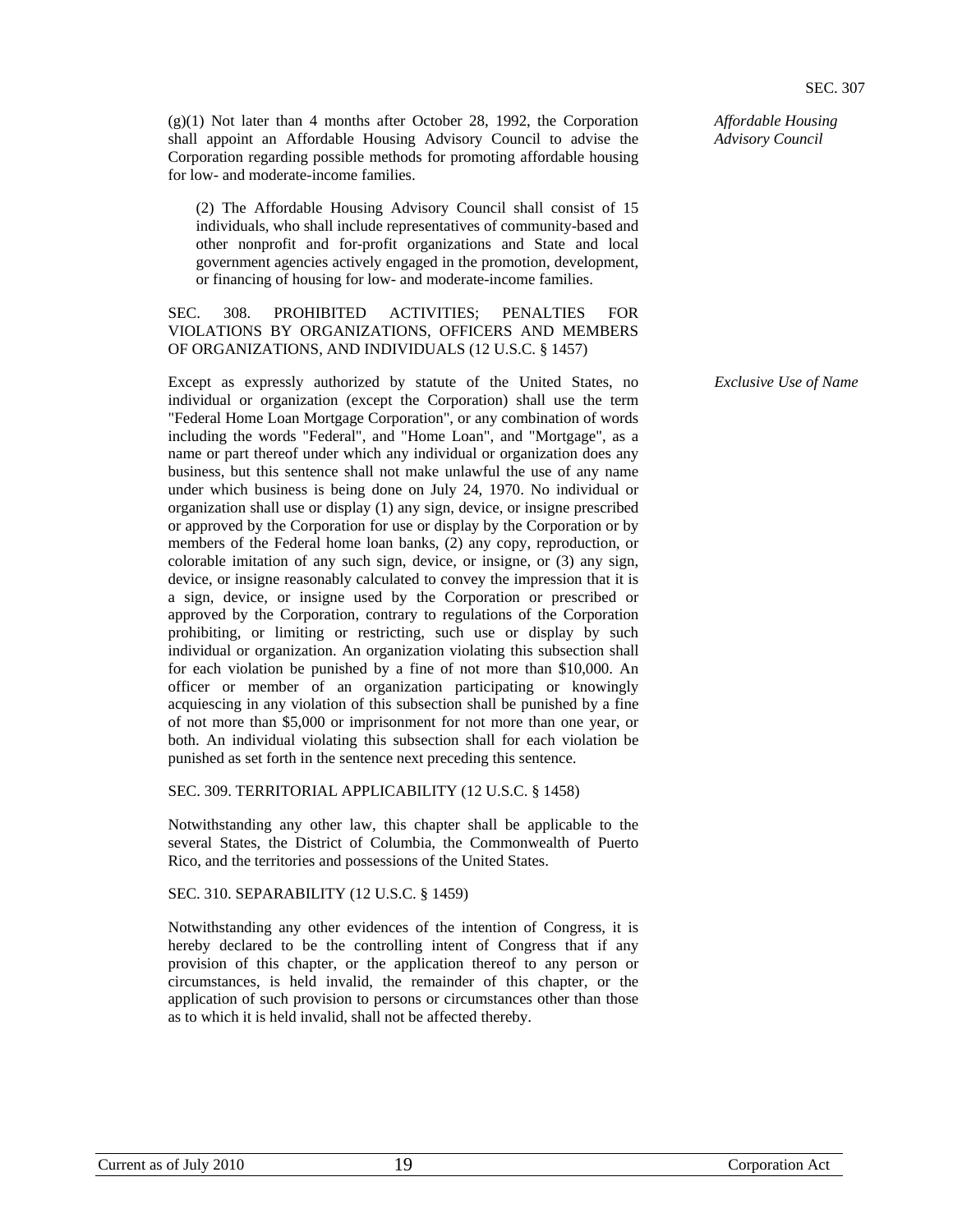(g)(1) Not later than 4 months after October 28, 1992, the Corporation shall appoint an Affordable Housing Advisory Council to advise the Corporation regarding possible methods for promoting affordable housing for low- and moderate-income families.

*Affordable Housing Advisory Council*

(2) The Affordable Housing Advisory Council shall consist of 15 individuals, who shall include representatives of community-based and other nonprofit and for-profit organizations and State and local government agencies actively engaged in the promotion, development, or financing of housing for low- and moderate-income families.

## SEC. 308. PROHIBITED ACTIVITIES; PENALTIES FOR VIOLATIONS BY ORGANIZATIONS, OFFICERS AND MEMBERS OF ORGANIZATIONS, AND INDIVIDUALS (12 U.S.C. § 1457)

*Exclusive Use of Name*

Except as expressly authorized by statute of the United States, no individual or organization (except the Corporation) shall use the term "Federal Home Loan Mortgage Corporation", or any combination of words including the words "Federal", and "Home Loan", and "Mortgage", as a name or part thereof under which any individual or organization does any business, but this sentence shall not make unlawful the use of any name under which business is being done on July 24, 1970. No individual or organization shall use or display (1) any sign, device, or insigne prescribed or approved by the Corporation for use or display by the Corporation or by members of the Federal home loan banks, (2) any copy, reproduction, or colorable imitation of any such sign, device, or insigne, or (3) any sign, device, or insigne reasonably calculated to convey the impression that it is a sign, device, or insigne used by the Corporation or prescribed or approved by the Corporation, contrary to regulations of the Corporation prohibiting, or limiting or restricting, such use or display by such individual or organization. An organization violating this subsection shall for each violation be punished by a fine of not more than $10,000. An officer or member of an organization participating or knowingly acquiescing in any violation of this subsection shall be punished by a fine of not more than $5,000 or imprisonment for not more than one year, or both. An individual violating this subsection shall for each violation be punished as set forth in the sentence next preceding this sentence.

## SEC. 309. TERRITORIAL APPLICABILITY (12 U.S.C. § 1458)

Notwithstanding any other law, this chapter shall be applicable to the several States, the District of Columbia, the Commonwealth of Puerto Rico, and the territories and possessions of the United States.

## SEC. 310. SEPARABILITY (12 U.S.C. § 1459)

Notwithstanding any other evidences of the intention of Congress, it is hereby declared to be the controlling intent of Congress that if any provision of this chapter, or the application thereof to any person or circumstances, is held invalid, the remainder of this chapter, or the application of such provision to persons or circumstances other than those as to which it is held invalid, shall not be affected thereby.